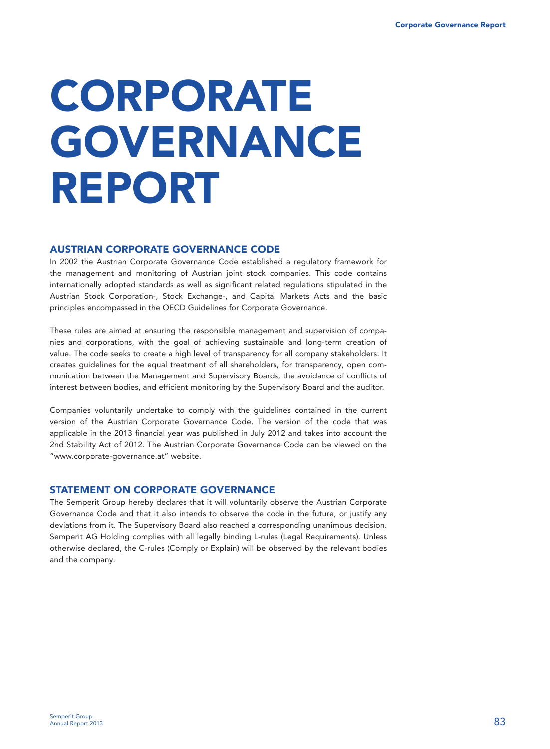# CORPORATE GOVERNANCE REPORT

## AUSTRIAN CORPORATE GOVERNANCE CODE

In 2002 the Austrian Corporate Governance Code established a regulatory framework for the management and monitoring of Austrian joint stock companies. This code contains internationally adopted standards as well as significant related regulations stipulated in the Austrian Stock Corporation-, Stock Exchange-, and Capital Markets Acts and the basic principles encompassed in the OECD Guidelines for Corporate Governance.

These rules are aimed at ensuring the responsible management and supervision of companies and corporations, with the goal of achieving sustainable and long-term creation of value. The code seeks to create a high level of transparency for all company stakeholders. It creates guidelines for the equal treatment of all shareholders, for transparency, open communication between the Management and Supervisory Boards, the avoidance of conflicts of interest between bodies, and efficient monitoring by the Supervisory Board and the auditor.

Companies voluntarily undertake to comply with the guidelines contained in the current version of the Austrian Corporate Governance Code. The version of the code that was applicable in the 2013 financial year was published in July 2012 and takes into account the 2nd Stability Act of 2012. The Austrian Corporate Governance Code can be viewed on the "www.corporate-governance.at" website.

## STATEMENT ON CORPORATE GOVERNANCE

The Semperit Group hereby declares that it will voluntarily observe the Austrian Corporate Governance Code and that it also intends to observe the code in the future, or justify any deviations from it. The Supervisory Board also reached a corresponding unanimous decision. Semperit AG Holding complies with all legally binding L-rules (Legal Requirements). Unless otherwise declared, the C-rules (Comply or Explain) will be observed by the relevant bodies and the company.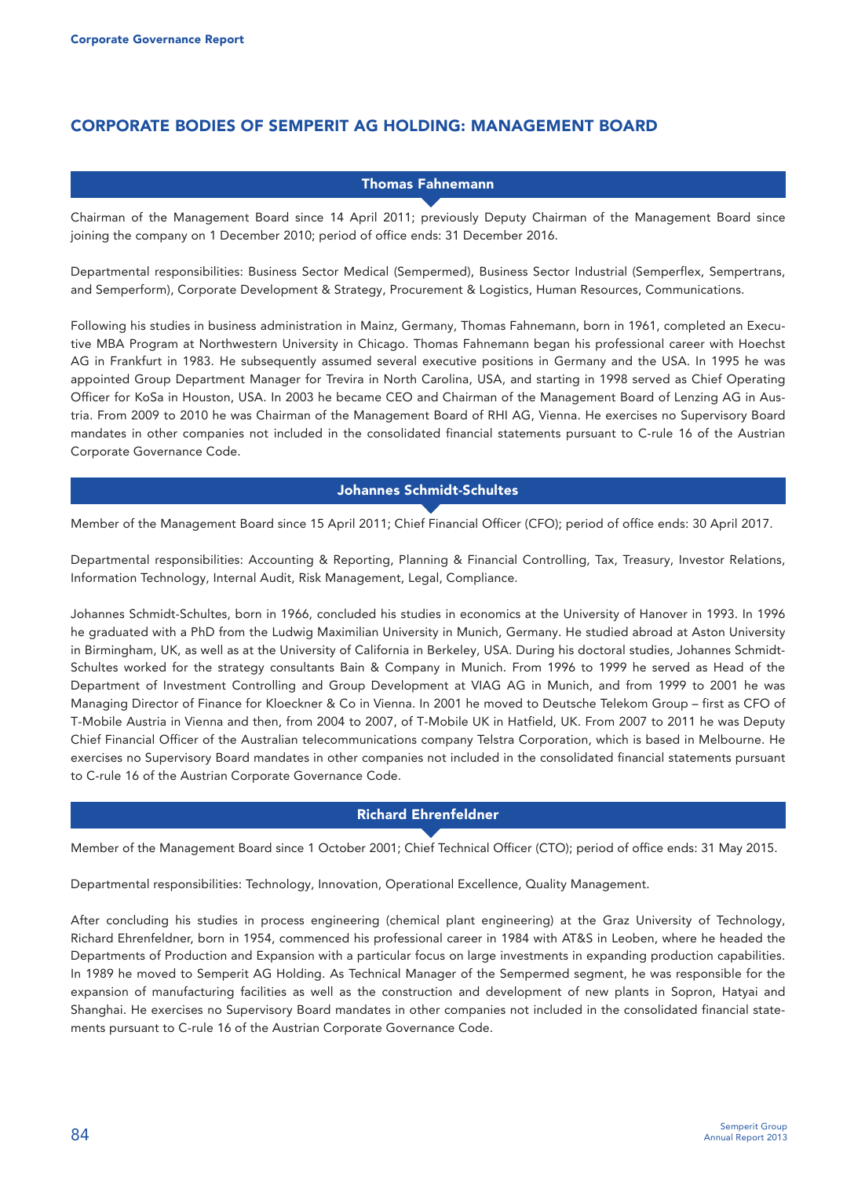## CORPORATE BODIES OF SEMPERIT AG HOLDING: MANAGEMENT BOARD

### Thomas Fahnemann

Chairman of the Management Board since 14 April 2011; previously Deputy Chairman of the Management Board since joining the company on 1 December 2010; period of office ends: 31 December 2016.

Departmental responsibilities: Business Sector Medical (Sempermed), Business Sector Industrial (Semperflex, Sempertrans, and Semperform), Corporate Development & Strategy, Procurement & Logistics, Human Resources, Communications.

Following his studies in business administration in Mainz, Germany, Thomas Fahnemann, born in 1961, completed an Executive MBA Program at Northwestern University in Chicago. Thomas Fahnemann began his professional career with Hoechst AG in Frankfurt in 1983. He subsequently assumed several executive positions in Germany and the USA. In 1995 he was appointed Group Department Manager for Trevira in North Carolina, USA, and starting in 1998 served as Chief Operating Officer for KoSa in Houston, USA. In 2003 he became CEO and Chairman of the Management Board of Lenzing AG in Austria. From 2009 to 2010 he was Chairman of the Management Board of RHI AG, Vienna. He exercises no Supervisory Board mandates in other companies not included in the consolidated financial statements pursuant to C-rule 16 of the Austrian Corporate Governance Code.

### Johannes Schmidt-Schultes

Member of the Management Board since 15 April 2011; Chief Financial Officer (CFO); period of office ends: 30 April 2017.

Departmental responsibilities: Accounting & Reporting, Planning & Financial Controlling, Tax, Treasury, Investor Relations, Information Technology, Internal Audit, Risk Management, Legal, Compliance.

Johannes Schmidt-Schultes, born in 1966, concluded his studies in economics at the University of Hanover in 1993. In 1996 he graduated with a PhD from the Ludwig Maximilian University in Munich, Germany. He studied abroad at Aston University in Birmingham, UK, as well as at the University of California in Berkeley, USA. During his doctoral studies, Johannes Schmidt-Schultes worked for the strategy consultants Bain & Company in Munich. From 1996 to 1999 he served as Head of the Department of Investment Controlling and Group Development at VIAG AG in Munich, and from 1999 to 2001 he was Managing Director of Finance for Kloeckner & Co in Vienna. In 2001 he moved to Deutsche Telekom Group – first as CFO of T-Mobile Austria in Vienna and then, from 2004 to 2007, of T-Mobile UK in Hatfield, UK. From 2007 to 2011 he was Deputy Chief Financial Officer of the Australian telecommunications company Telstra Corporation, which is based in Melbourne. He exercises no Supervisory Board mandates in other companies not included in the consolidated financial statements pursuant to C-rule 16 of the Austrian Corporate Governance Code.

### Richard Ehrenfeldner

Member of the Management Board since 1 October 2001; Chief Technical Officer (CTO); period of office ends: 31 May 2015.

Departmental responsibilities: Technology, Innovation, Operational Excellence, Quality Management.

After concluding his studies in process engineering (chemical plant engineering) at the Graz University of Technology, Richard Ehrenfeldner, born in 1954, commenced his professional career in 1984 with AT&S in Leoben, where he headed the Departments of Production and Expansion with a particular focus on large investments in expanding production capabilities. In 1989 he moved to Semperit AG Holding. As Technical Manager of the Sempermed segment, he was responsible for the expansion of manufacturing facilities as well as the construction and development of new plants in Sopron, Hatyai and Shanghai. He exercises no Supervisory Board mandates in other companies not included in the consolidated financial statements pursuant to C-rule 16 of the Austrian Corporate Governance Code.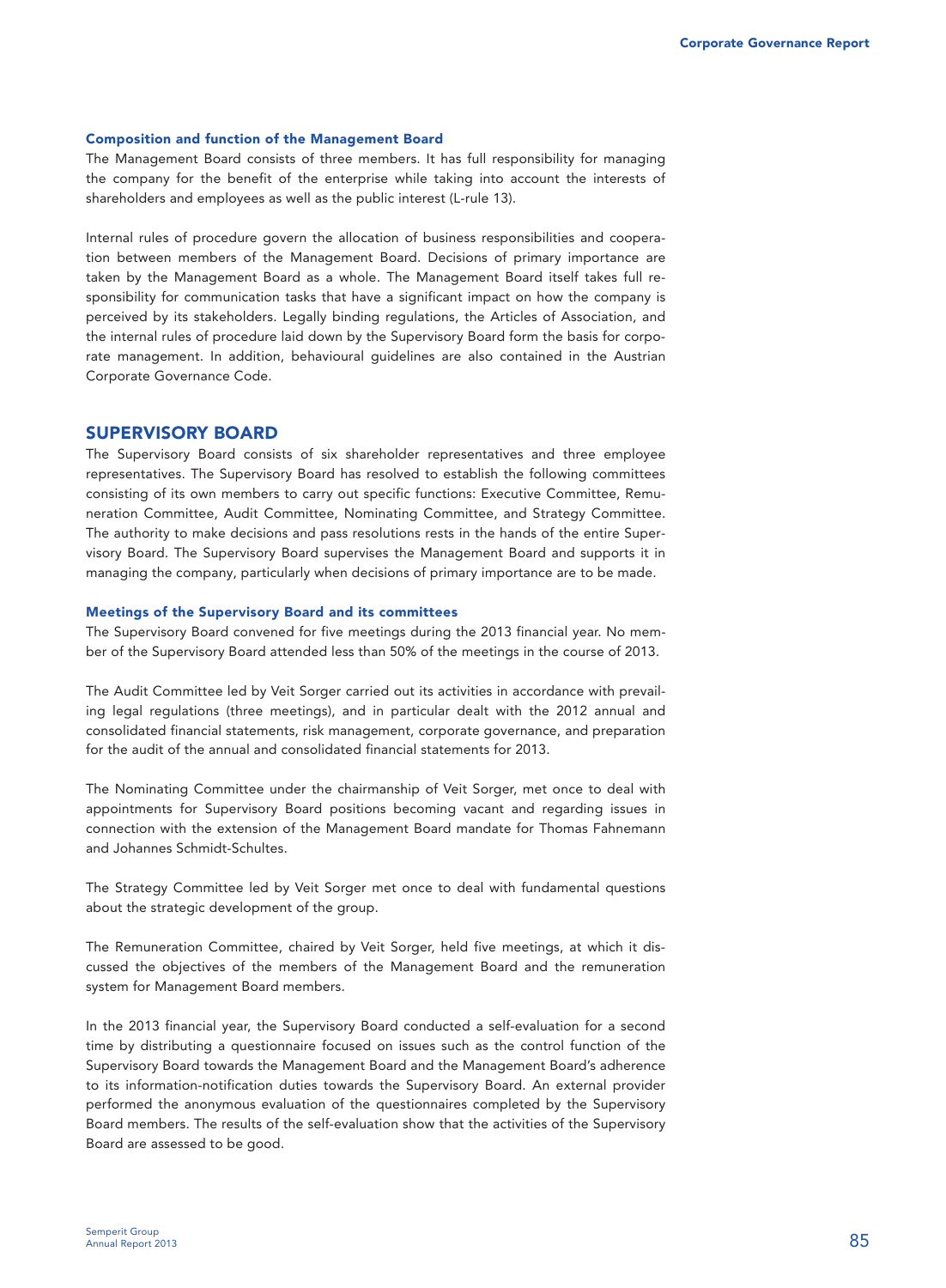### Composition and function of the Management Board

The Management Board consists of three members. It has full responsibility for managing the company for the benefit of the enterprise while taking into account the interests of shareholders and employees as well as the public interest (L-rule 13).

Internal rules of procedure govern the allocation of business responsibilities and cooperation between members of the Management Board. Decisions of primary importance are taken by the Management Board as a whole. The Management Board itself takes full responsibility for communication tasks that have a significant impact on how the company is perceived by its stakeholders. Legally binding regulations, the Articles of Association, and the internal rules of procedure laid down by the Supervisory Board form the basis for corporate management. In addition, behavioural guidelines are also contained in the Austrian Corporate Governance Code.

## SUPERVISORY BOARD

The Supervisory Board consists of six shareholder representatives and three employee representatives. The Supervisory Board has resolved to establish the following committees consisting of its own members to carry out specific functions: Executive Committee, Remuneration Committee, Audit Committee, Nominating Committee, and Strategy Committee. The authority to make decisions and pass resolutions rests in the hands of the entire Supervisory Board. The Supervisory Board supervises the Management Board and supports it in managing the company, particularly when decisions of primary importance are to be made.

### Meetings of the Supervisory Board and its committees

The Supervisory Board convened for five meetings during the 2013 financial year. No member of the Supervisory Board attended less than 50% of the meetings in the course of 2013.

The Audit Committee led by Veit Sorger carried out its activities in accordance with prevailing legal regulations (three meetings), and in particular dealt with the 2012 annual and consolidated financial statements, risk management, corporate governance, and preparation for the audit of the annual and consolidated financial statements for 2013.

The Nominating Committee under the chairmanship of Veit Sorger, met once to deal with appointments for Supervisory Board positions becoming vacant and regarding issues in connection with the extension of the Management Board mandate for Thomas Fahnemann and Johannes Schmidt-Schultes.

The Strategy Committee led by Veit Sorger met once to deal with fundamental questions about the strategic development of the group.

The Remuneration Committee, chaired by Veit Sorger, held five meetings, at which it discussed the objectives of the members of the Management Board and the remuneration system for Management Board members.

In the 2013 financial year, the Supervisory Board conducted a self-evaluation for a second time by distributing a questionnaire focused on issues such as the control function of the Supervisory Board towards the Management Board and the Management Board's adherence to its information-notification duties towards the Supervisory Board. An external provider performed the anonymous evaluation of the questionnaires completed by the Supervisory Board members. The results of the self-evaluation show that the activities of the Supervisory Board are assessed to be good.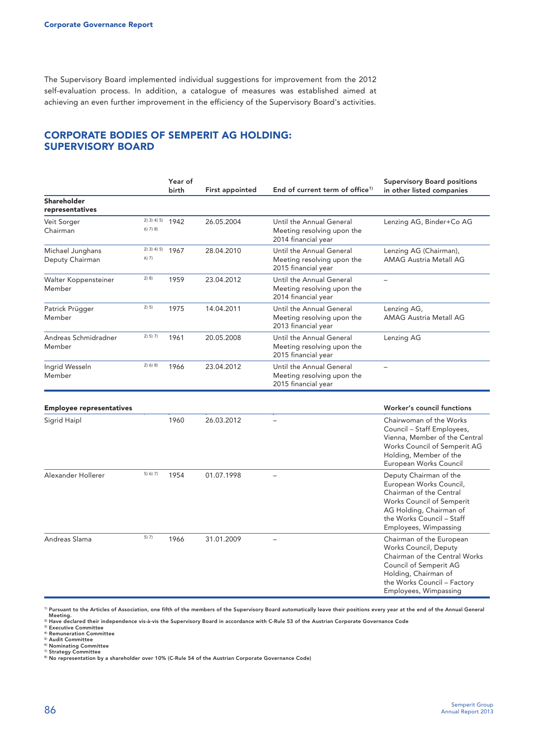The Supervisory Board implemented individual suggestions for improvement from the 2012 self-evaluation process. In addition, a catalogue of measures was established aimed at achieving an even further improvement in the efficiency of the Supervisory Board's activities.

## CORPORATE BODIES OF SEMPERIT AG HOLDING: SUPERVISORY BOARD

| | | Year of birth | First appointed | End of current term of office[1] | Supervisory Board positions in other listed companies |
|---|---|---|---|---|---|
| **Shareholder representatives** | | | | | |
| Veit Sorger<br>Chairman | 2) 3) 4) 5) 6) 7) 8) | 1942 | 26.05.2004 | Until the Annual General Meeting resolving upon the 2014 financial year | Lenzing AG, Binder+Co AG |
| Michael Junghans<br>Deputy Chairman | 2) 3) 4) 5) 6) 7) | 1967 | 28.04.2010 | Until the Annual General Meeting resolving upon the 2015 financial year | Lenzing AG (Chairman), AMAG Austria Metall AG |
| Walter Koppensteiner<br>Member | 2) 8) | 1959 | 23.04.2012 | Until the Annual General Meeting resolving upon the 2014 financial year | – |
| Patrick Prügger<br>Member | 2) 5) | 1975 | 14.04.2011 | Until the Annual General Meeting resolving upon the 2013 financial year | Lenzing AG, AMAG Austria Metall AG |
| Andreas Schmidradner<br>Member | 2) 5) 7) | 1961 | 20.05.2008 | Until the Annual General Meeting resolving upon the 2015 financial year | Lenzing AG |
| Ingrid Wesseln<br>Member | 2) 6) 8) | 1966 | 23.04.2012 | Until the Annual General Meeting resolving upon the 2015 financial year | – |

| **Employee representatives** | | | | | **Worker's council functions** |
|---|---|---|---|---|---|
| Sigrid Haipl | | 1960 | 26.03.2012 | – | Chairwoman of the Works Council – Staff Employees, Vienna, Member of the Central Works Council of Semperit AG Holding, Member of the European Works Council |
| Alexander Hollerer | 5) 6) 7) | 1954 | 01.07.1998 | – | Deputy Chairman of the European Works Council, Chairman of the Central Works Council of Semperit AG Holding, Chairman of the Works Council – Staff Employees, Wimpassing |
| Andreas Slama | 5) 7) | 1966 | 31.01.2009 | – | Chairman of the European Works Council, Deputy Chairman of the Central Works Council of Semperit AG Holding, Chairman of the Works Council – Factory Employees, Wimpassing |

[1] Pursuant to the Articles of Association, one fifth of the members of the Supervisory Board automatically leave their positions every year at the end of the Annual General Meeting.
[2] Have declared their independence vis-à-vis the Supervisory Board in accordance with C-Rule 53 of the Austrian Corporate Governance Code
[3] Executive Committee
[4] Remuneration Committee
[5] Audit Committee
[6] Nominating Committee
[7] Strategy Committee
[8] No representation by a shareholder over 10% (C-Rule 54 of the Austrian Corporate Governance Code)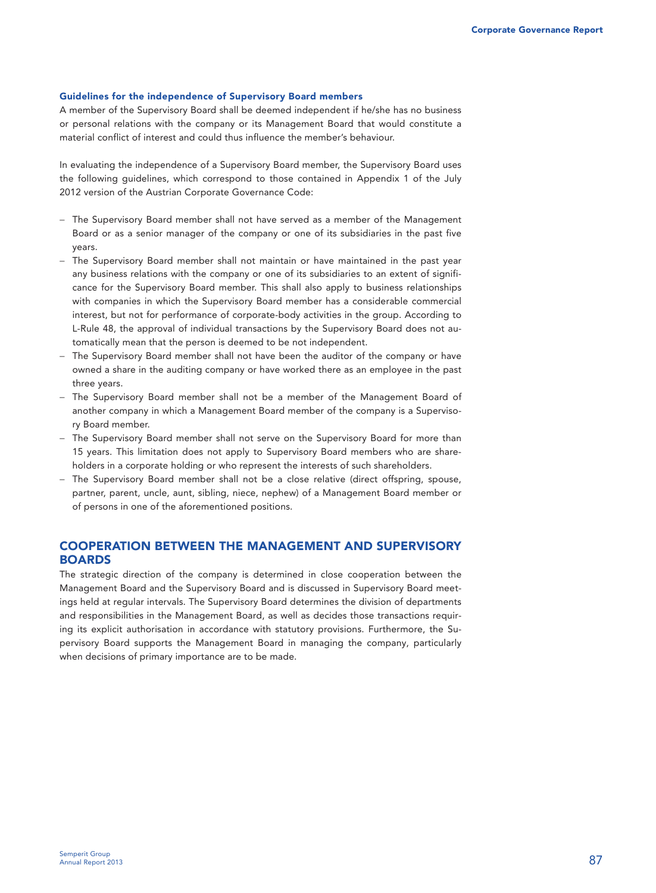### Guidelines for the independence of Supervisory Board members

A member of the Supervisory Board shall be deemed independent if he/she has no business or personal relations with the company or its Management Board that would constitute a material conflict of interest and could thus influence the member's behaviour.

In evaluating the independence of a Supervisory Board member, the Supervisory Board uses the following guidelines, which correspond to those contained in Appendix 1 of the July 2012 version of the Austrian Corporate Governance Code:

- The Supervisory Board member shall not have served as a member of the Management Board or as a senior manager of the company or one of its subsidiaries in the past five years.
- The Supervisory Board member shall not maintain or have maintained in the past year any business relations with the company or one of its subsidiaries to an extent of significance for the Supervisory Board member. This shall also apply to business relationships with companies in which the Supervisory Board member has a considerable commercial interest, but not for performance of corporate-body activities in the group. According to L-Rule 48, the approval of individual transactions by the Supervisory Board does not automatically mean that the person is deemed to be not independent.
- The Supervisory Board member shall not have been the auditor of the company or have owned a share in the auditing company or have worked there as an employee in the past three years.
- The Supervisory Board member shall not be a member of the Management Board of another company in which a Management Board member of the company is a Supervisory Board member.
- The Supervisory Board member shall not serve on the Supervisory Board for more than 15 years. This limitation does not apply to Supervisory Board members who are shareholders in a corporate holding or who represent the interests of such shareholders.
- The Supervisory Board member shall not be a close relative (direct offspring, spouse, partner, parent, uncle, aunt, sibling, niece, nephew) of a Management Board member or of persons in one of the aforementioned positions.

## COOPERATION BETWEEN THE MANAGEMENT AND SUPERVISORY BOARDS

The strategic direction of the company is determined in close cooperation between the Management Board and the Supervisory Board and is discussed in Supervisory Board meetings held at regular intervals. The Supervisory Board determines the division of departments and responsibilities in the Management Board, as well as decides those transactions requiring its explicit authorisation in accordance with statutory provisions. Furthermore, the Supervisory Board supports the Management Board in managing the company, particularly when decisions of primary importance are to be made.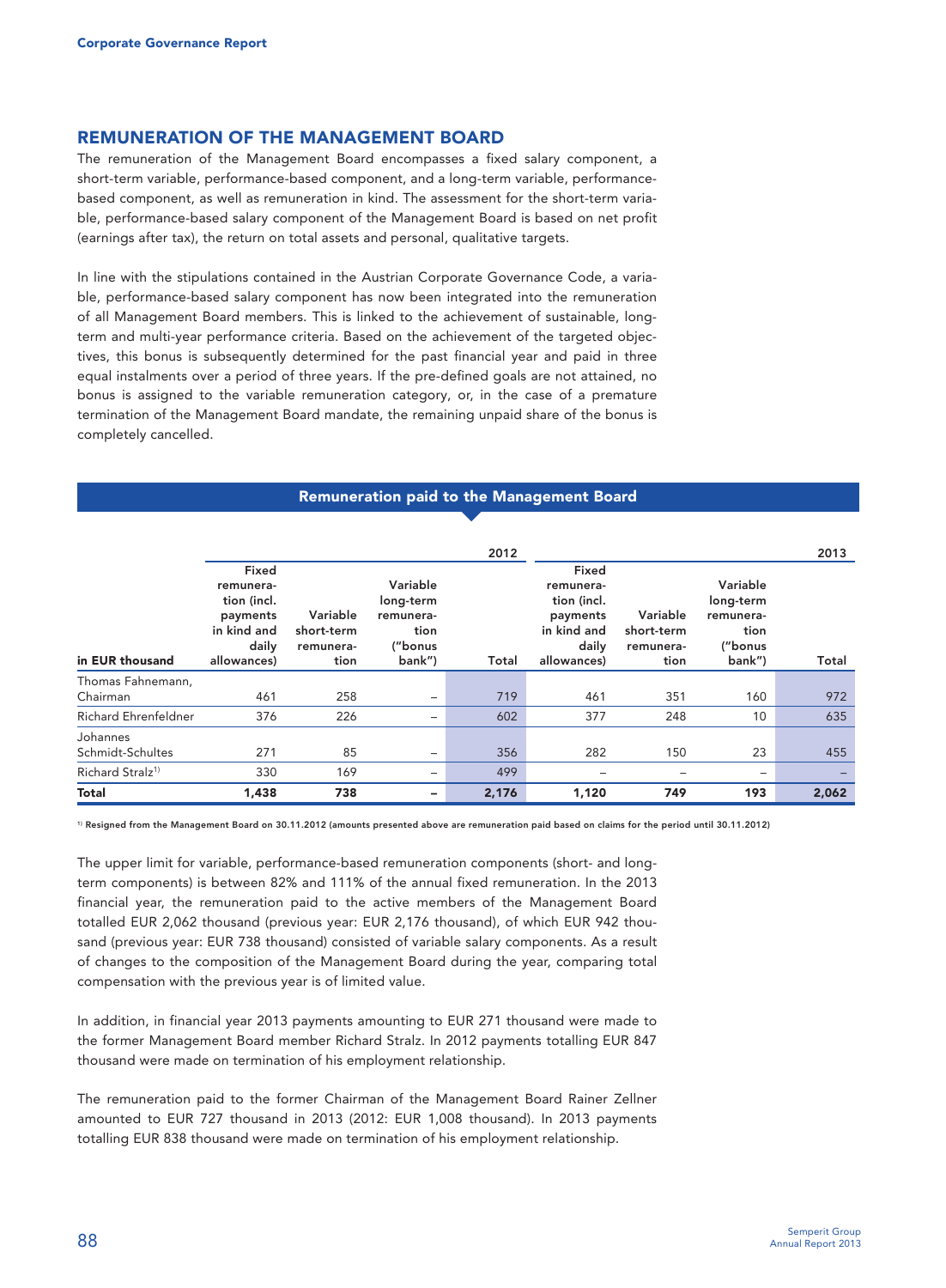## REMUNERATION OF THE MANAGEMENT BOARD

The remuneration of the Management Board encompasses a fixed salary component, a short-term variable, performance-based component, and a long-term variable, performance-based component, as well as remuneration in kind. The assessment for the short-term variable, performance-based salary component of the Management Board is based on net profit (earnings after tax), the return on total assets and personal, qualitative targets.

In line with the stipulations contained in the Austrian Corporate Governance Code, a variable, performance-based salary component has now been integrated into the remuneration of all Management Board members. This is linked to the achievement of sustainable, long-term and multi-year performance criteria. Based on the achievement of the targeted objectives, this bonus is subsequently determined for the past financial year and paid in three equal instalments over a period of three years. If the pre-defined goals are not attained, no bonus is assigned to the variable remuneration category, or, in the case of a premature termination of the Management Board mandate, the remaining unpaid share of the bonus is completely cancelled.

**Remuneration paid to the Management Board**

| | 2012 | | | | 2013 | | | |
|---|---|---|---|---|---|---|---|---|
| in EUR thousand | Fixed remuneration (incl. payments in kind and daily allowances) | Variable short-term remuneration | Variable long-term remuneration ("bonus bank") | Total | Fixed remuneration (incl. payments in kind and daily allowances) | Variable short-term remuneration | Variable long-term remuneration ("bonus bank") | Total |
| Thomas Fahnemann, Chairman | 461 | 258 | – | 719 | 461 | 351 | 160 | 972 |
| Richard Ehrenfeldner | 376 | 226 | – | 602 | 377 | 248 | 10 | 635 |
| Johannes Schmidt-Schultes | 271 | 85 | – | 356 | 282 | 150 | 23 | 455 |
| Richard Stralz[1] | 330 | 169 | – | 499 | – | – | – | – |
| **Total** | **1,438** | **738** | **–** | **2,176** | **1,120** | **749** | **193** | **2,062** |

[1] Resigned from the Management Board on 30.11.2012 (amounts presented above are remuneration paid based on claims for the period until 30.11.2012)

The upper limit for variable, performance-based remuneration components (short- and long-term components) is between 82% and 111% of the annual fixed remuneration. In the 2013 financial year, the remuneration paid to the active members of the Management Board totalled EUR 2,062 thousand (previous year: EUR 2,176 thousand), of which EUR 942 thousand (previous year: EUR 738 thousand) consisted of variable salary components. As a result of changes to the composition of the Management Board during the year, comparing total compensation with the previous year is of limited value.

In addition, in financial year 2013 payments amounting to EUR 271 thousand were made to the former Management Board member Richard Stralz. In 2012 payments totalling EUR 847 thousand were made on termination of his employment relationship.

The remuneration paid to the former Chairman of the Management Board Rainer Zellner amounted to EUR 727 thousand in 2013 (2012: EUR 1,008 thousand). In 2013 payments totalling EUR 838 thousand were made on termination of his employment relationship.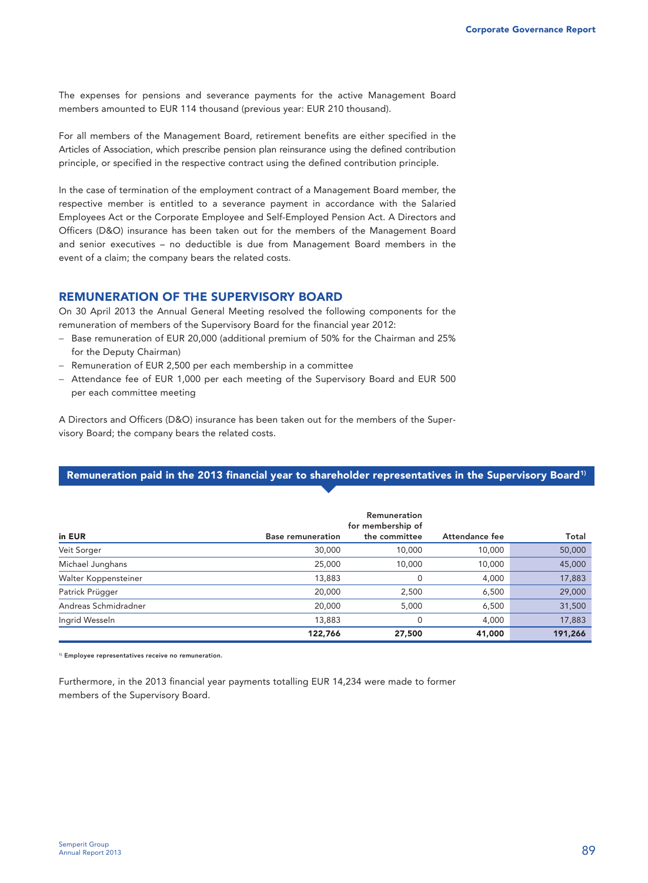The expenses for pensions and severance payments for the active Management Board members amounted to EUR 114 thousand (previous year: EUR 210 thousand).

For all members of the Management Board, retirement benefits are either specified in the Articles of Association, which prescribe pension plan reinsurance using the defined contribution principle, or specified in the respective contract using the defined contribution principle.

In the case of termination of the employment contract of a Management Board member, the respective member is entitled to a severance payment in accordance with the Salaried Employees Act or the Corporate Employee and Self-Employed Pension Act. A Directors and Officers (D&O) insurance has been taken out for the members of the Management Board and senior executives – no deductible is due from Management Board members in the event of a claim; the company bears the related costs.

## REMUNERATION OF THE SUPERVISORY BOARD

On 30 April 2013 the Annual General Meeting resolved the following components for the remuneration of members of the Supervisory Board for the financial year 2012:

- Base remuneration of EUR 20,000 (additional premium of 50% for the Chairman and 25% for the Deputy Chairman)
- Remuneration of EUR 2,500 per each membership in a committee
- Attendance fee of EUR 1,000 per each meeting of the Supervisory Board and EUR 500 per each committee meeting

A Directors and Officers (D&O) insurance has been taken out for the members of the Supervisory Board; the company bears the related costs.

**Remuneration paid in the 2013 financial year to shareholder representatives in the Supervisory Board[1)]**

| in EUR | Base remuneration | Remuneration for membership of the committee | Attendance fee | Total |
|---|---|---|---|---|
| Veit Sorger | 30,000 | 10,000 | 10,000 | 50,000 |
| Michael Junghans | 25,000 | 10,000 | 10,000 | 45,000 |
| Walter Koppensteiner | 13,883 | 0 | 4,000 | 17,883 |
| Patrick Prügger | 20,000 | 2,500 | 6,500 | 29,000 |
| Andreas Schmidradner | 20,000 | 5,000 | 6,500 | 31,500 |
| Ingrid Wesseln | 13,883 | 0 | 4,000 | 17,883 |
| | **122,766** | **27,500** | **41,000** | **191,266** |

1) Employee representatives receive no remuneration.

Furthermore, in the 2013 financial year payments totalling EUR 14,234 were made to former members of the Supervisory Board.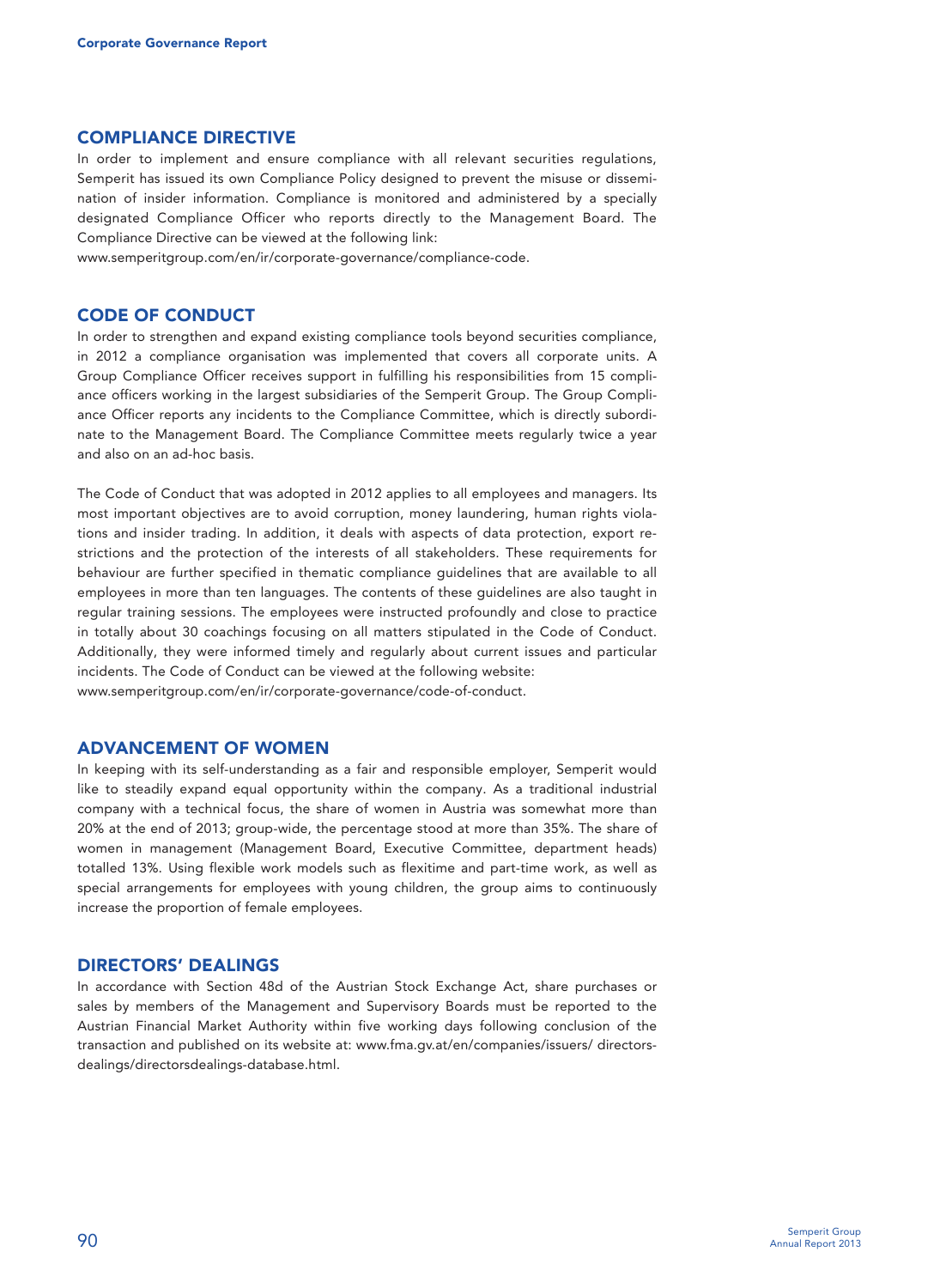## COMPLIANCE DIRECTIVE

In order to implement and ensure compliance with all relevant securities regulations, Semperit has issued its own Compliance Policy designed to prevent the misuse or dissemination of insider information. Compliance is monitored and administered by a specially designated Compliance Officer who reports directly to the Management Board. The Compliance Directive can be viewed at the following link:
www.semperitgroup.com/en/ir/corporate-governance/compliance-code.

## CODE OF CONDUCT

In order to strengthen and expand existing compliance tools beyond securities compliance, in 2012 a compliance organisation was implemented that covers all corporate units. A Group Compliance Officer receives support in fulfilling his responsibilities from 15 compliance officers working in the largest subsidiaries of the Semperit Group. The Group Compliance Officer reports any incidents to the Compliance Committee, which is directly subordinate to the Management Board. The Compliance Committee meets regularly twice a year and also on an ad-hoc basis.

The Code of Conduct that was adopted in 2012 applies to all employees and managers. Its most important objectives are to avoid corruption, money laundering, human rights violations and insider trading. In addition, it deals with aspects of data protection, export restrictions and the protection of the interests of all stakeholders. These requirements for behaviour are further specified in thematic compliance guidelines that are available to all employees in more than ten languages. The contents of these guidelines are also taught in regular training sessions. The employees were instructed profoundly and close to practice in totally about 30 coachings focusing on all matters stipulated in the Code of Conduct. Additionally, they were informed timely and regularly about current issues and particular incidents. The Code of Conduct can be viewed at the following website:
www.semperitgroup.com/en/ir/corporate-governance/code-of-conduct.

## ADVANCEMENT OF WOMEN

In keeping with its self-understanding as a fair and responsible employer, Semperit would like to steadily expand equal opportunity within the company. As a traditional industrial company with a technical focus, the share of women in Austria was somewhat more than 20% at the end of 2013; group-wide, the percentage stood at more than 35%. The share of women in management (Management Board, Executive Committee, department heads) totalled 13%. Using flexible work models such as flexitime and part-time work, as well as special arrangements for employees with young children, the group aims to continuously increase the proportion of female employees.

## DIRECTORS' DEALINGS

In accordance with Section 48d of the Austrian Stock Exchange Act, share purchases or sales by members of the Management and Supervisory Boards must be reported to the Austrian Financial Market Authority within five working days following conclusion of the transaction and published on its website at: www.fma.gv.at/en/companies/issuers/ directors-dealings/directorsdealings-database.html.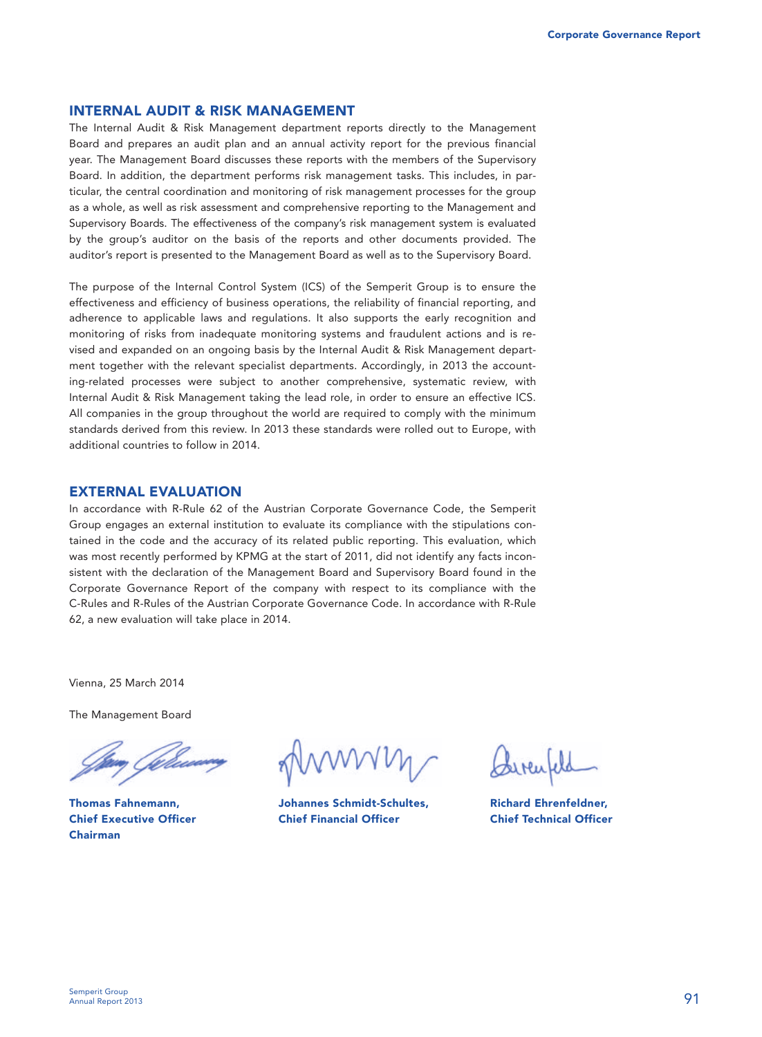## INTERNAL AUDIT & RISK MANAGEMENT

The Internal Audit & Risk Management department reports directly to the Management Board and prepares an audit plan and an annual activity report for the previous financial year. The Management Board discusses these reports with the members of the Supervisory Board. In addition, the department performs risk management tasks. This includes, in particular, the central coordination and monitoring of risk management processes for the group as a whole, as well as risk assessment and comprehensive reporting to the Management and Supervisory Boards. The effectiveness of the company's risk management system is evaluated by the group's auditor on the basis of the reports and other documents provided. The auditor's report is presented to the Management Board as well as to the Supervisory Board.

The purpose of the Internal Control System (ICS) of the Semperit Group is to ensure the effectiveness and efficiency of business operations, the reliability of financial reporting, and adherence to applicable laws and regulations. It also supports the early recognition and monitoring of risks from inadequate monitoring systems and fraudulent actions and is revised and expanded on an ongoing basis by the Internal Audit & Risk Management department together with the relevant specialist departments. Accordingly, in 2013 the accounting-related processes were subject to another comprehensive, systematic review, with Internal Audit & Risk Management taking the lead role, in order to ensure an effective ICS. All companies in the group throughout the world are required to comply with the minimum standards derived from this review. In 2013 these standards were rolled out to Europe, with additional countries to follow in 2014.

## EXTERNAL EVALUATION

In accordance with R-Rule 62 of the Austrian Corporate Governance Code, the Semperit Group engages an external institution to evaluate its compliance with the stipulations contained in the code and the accuracy of its related public reporting. This evaluation, which was most recently performed by KPMG at the start of 2011, did not identify any facts inconsistent with the declaration of the Management Board and Supervisory Board found in the Corporate Governance Report of the company with respect to its compliance with the C-Rules and R-Rules of the Austrian Corporate Governance Code. In accordance with R-Rule 62, a new evaluation will take place in 2014.

Vienna, 25 March 2014

The Management Board

**Thomas Fahnemann,**
**Chief Executive Officer**
**Chairman**

**Johannes Schmidt-Schultes,**
**Chief Financial Officer**

**Richard Ehrenfeldner,**
**Chief Technical Officer**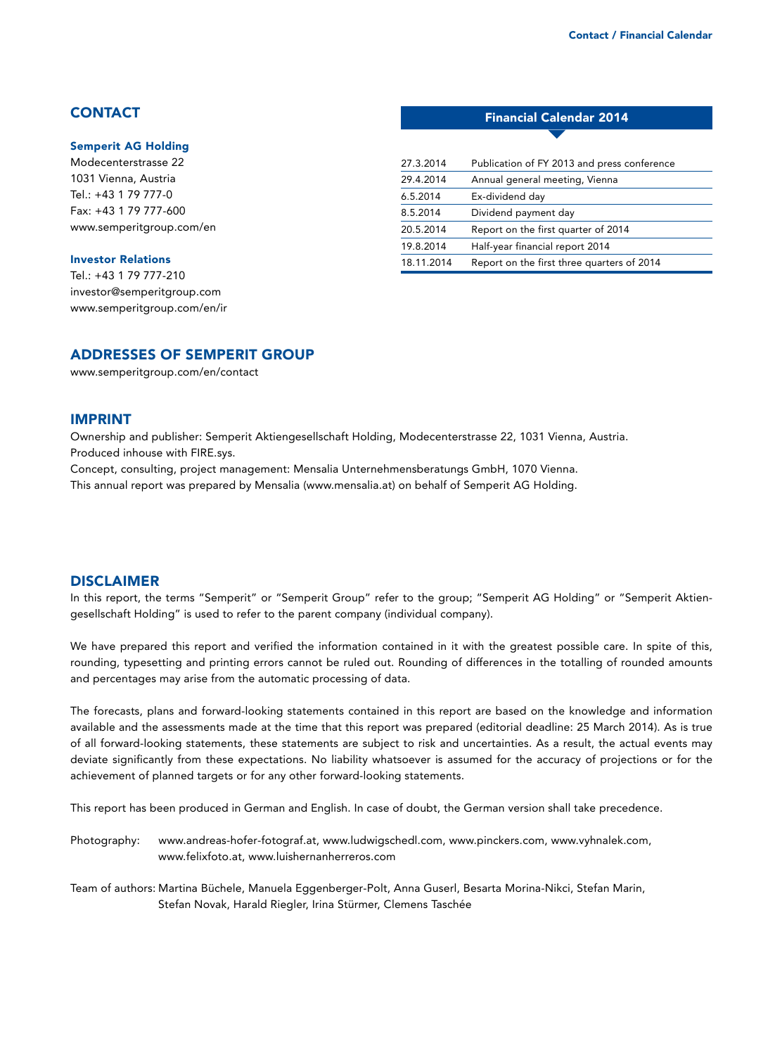## CONTACT

**Semperit AG Holding**
Modecenterstrasse 22
1031 Vienna, Austria
Tel.: +43 1 79 777-0
Fax: +43 1 79 777-600
www.semperitgroup.com/en

**Investor Relations**
Tel.: +43 1 79 777-210
investor@semperitgroup.com
www.semperitgroup.com/en/ir

### Financial Calendar 2014

| | |
|---|---|
| 27.3.2014 | Publication of FY 2013 and press conference |
| 29.4.2014 | Annual general meeting, Vienna |
| 6.5.2014 | Ex-dividend day |
| 8.5.2014 | Dividend payment day |
| 20.5.2014 | Report on the first quarter of 2014 |
| 19.8.2014 | Half-year financial report 2014 |
| 18.11.2014 | Report on the first three quarters of 2014 |

## ADDRESSES OF SEMPERIT GROUP

www.semperitgroup.com/en/contact

## IMPRINT

Ownership and publisher: Semperit Aktiengesellschaft Holding, Modecenterstrasse 22, 1031 Vienna, Austria.
Produced inhouse with FIRE.sys.
Concept, consulting, project management: Mensalia Unternehmensberatungs GmbH, 1070 Vienna.
This annual report was prepared by Mensalia (www.mensalia.at) on behalf of Semperit AG Holding.

## DISCLAIMER

In this report, the terms "Semperit" or "Semperit Group" refer to the group; "Semperit AG Holding" or "Semperit Aktiengesellschaft Holding" is used to refer to the parent company (individual company).

We have prepared this report and verified the information contained in it with the greatest possible care. In spite of this, rounding, typesetting and printing errors cannot be ruled out. Rounding of differences in the totalling of rounded amounts and percentages may arise from the automatic processing of data.

The forecasts, plans and forward-looking statements contained in this report are based on the knowledge and information available and the assessments made at the time that this report was prepared (editorial deadline: 25 March 2014). As is true of all forward-looking statements, these statements are subject to risk and uncertainties. As a result, the actual events may deviate significantly from these expectations. No liability whatsoever is assumed for the accuracy of projections or for the achievement of planned targets or for any other forward-looking statements.

This report has been produced in German and English. In case of doubt, the German version shall take precedence.

Photography: www.andreas-hofer-fotograf.at, www.ludwigschedl.com, www.pinckers.com, www.vyhnalek.com, www.felixfoto.at, www.luishernanherreros.com

Team of authors: Martina Büchele, Manuela Eggenberger-Polt, Anna Guserl, Besarta Morina-Nikci, Stefan Marin, Stefan Novak, Harald Riegler, Irina Stürmer, Clemens Taschée